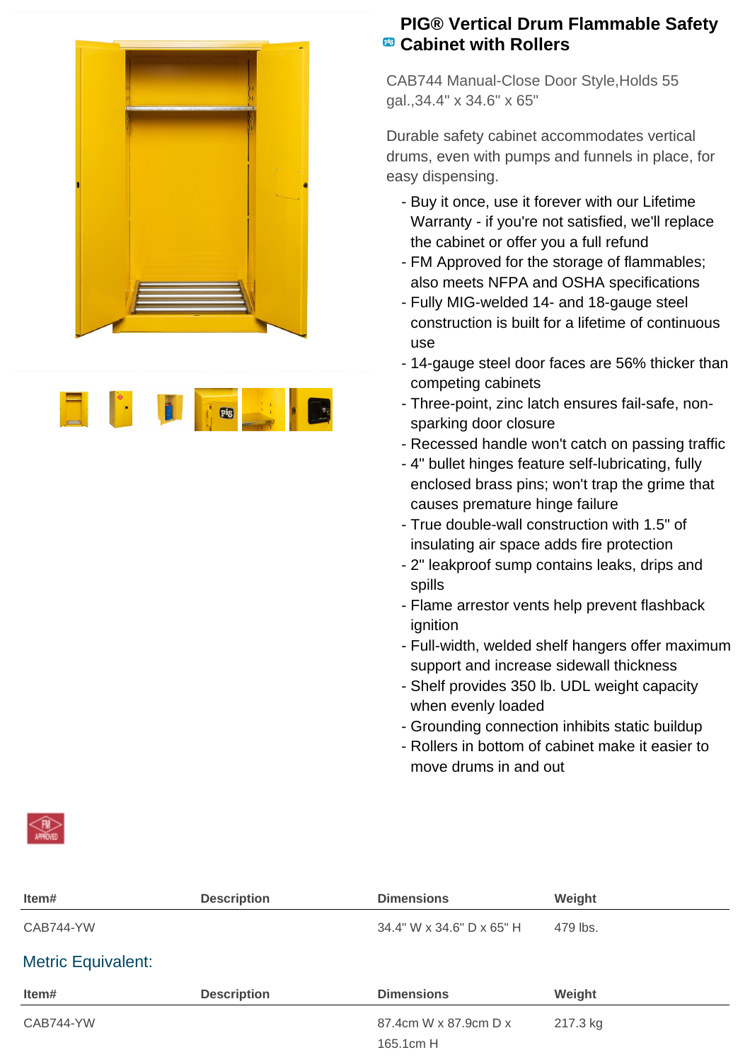# PIG® Vertical Drum Flammable Safety Cabinet with Rollers

CAB744 Manual-Close Door Style,Holds 55 gal.,34.4" x 34.6" x 65"

Durable safety cabinet accommodates vertical drums, even with pumps and funnels in place, for easy dispensing.

- Buy it once, use it forever with our Lifetime Warranty - if you're not satisfied, we'll replace the cabinet or offer you a full refund
- FM Approved for the storage of flammables; also meets NFPA and OSHA specifications
- Fully MIG-welded 14- and 18-gauge steel construction is built for a lifetime of continuous use
- 14-gauge steel door faces are 56% thicker than competing cabinets
- Three-point, zinc latch ensures fail-safe, non-sparking door closure
- Recessed handle won't catch on passing traffic
- 4" bullet hinges feature self-lubricating, fully enclosed brass pins; won't trap the grime that causes premature hinge failure
- True double-wall construction with 1.5" of insulating air space adds fire protection
- 2" leakproof sump contains leaks, drips and spills
- Flame arrestor vents help prevent flashback ignition
- Full-width, welded shelf hangers offer maximum support and increase sidewall thickness
- Shelf provides 350 lb. UDL weight capacity when evenly loaded
- Grounding connection inhibits static buildup
- Rollers in bottom of cabinet make it easier to move drums in and out

| Item# | Description | Dimensions | Weight |
| --- | --- | --- | --- |
| CAB744-YW | | 34.4" W x 34.6" D x 65" H | 479 lbs. |

## Metric Equivalent:

| Item# | Description | Dimensions | Weight |
| --- | --- | --- | --- |
| CAB744-YW | | 87.4cm W x 87.9cm D x 165.1cm H | 217.3 kg |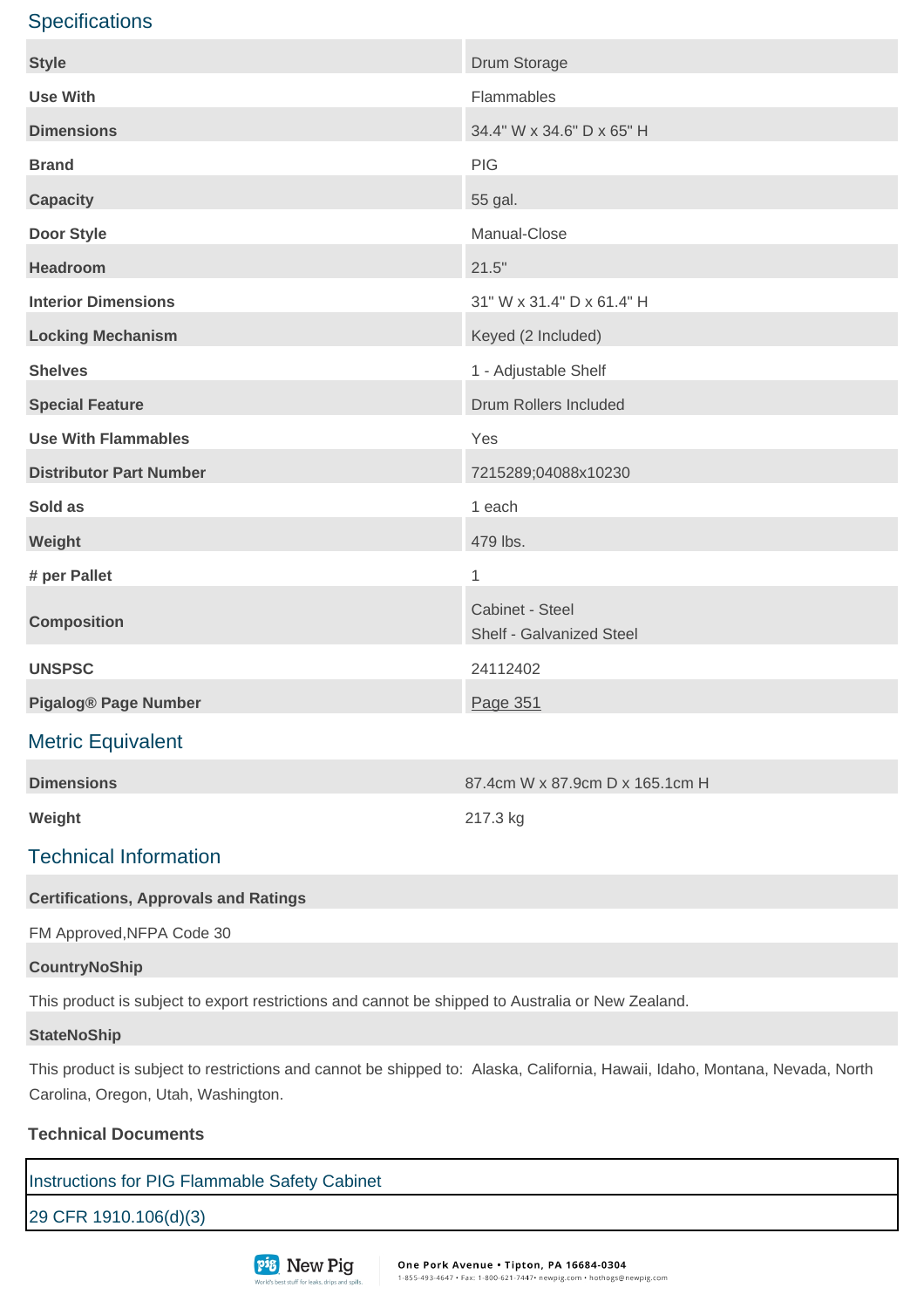## Specifications

| | |
|---|---|
| **Style** | Drum Storage |
| **Use With** | Flammables |
| **Dimensions** | 34.4" W x 34.6" D x 65" H |
| **Brand** | PIG |
| **Capacity** | 55 gal. |
| **Door Style** | Manual-Close |
| **Headroom** | 21.5" |
| **Interior Dimensions** | 31" W x 31.4" D x 61.4" H |
| **Locking Mechanism** | Keyed (2 Included) |
| **Shelves** | 1 - Adjustable Shelf |
| **Special Feature** | Drum Rollers Included |
| **Use With Flammables** | Yes |
| **Distributor Part Number** | 7215289;04088x10230 |
| **Sold as** | 1 each |
| **Weight** | 479 lbs. |
| **# per Pallet** | 1 |
| **Composition** | Cabinet - Steel<br>Shelf - Galvanized Steel |
| **UNSPSC** | 24112402 |
| **Pigalog® Page Number** | Page 351 |

## Metric Equivalent

| | |
|---|---|
| **Dimensions** | 87.4cm W x 87.9cm D x 165.1cm H |
| **Weight** | 217.3 kg |

## Technical Information

**Certifications, Approvals and Ratings**

FM Approved,NFPA Code 30

**CountryNoShip**

This product is subject to export restrictions and cannot be shipped to Australia or New Zealand.

**StateNoShip**

This product is subject to restrictions and cannot be shipped to: Alaska, California, Hawaii, Idaho, Montana, Nevada, North Carolina, Oregon, Utah, Washington.

### Technical Documents

| |
|---|
| Instructions for PIG Flammable Safety Cabinet |
| 29 CFR 1910.106(d)(3) |

New Pig — World's best stuff for leaks, drips and spills.

One Pork Avenue • Tipton, PA 16684-0304
1-855-493-4647 • Fax: 1-800-621-7447• newpig.com • hothogs@newpig.com